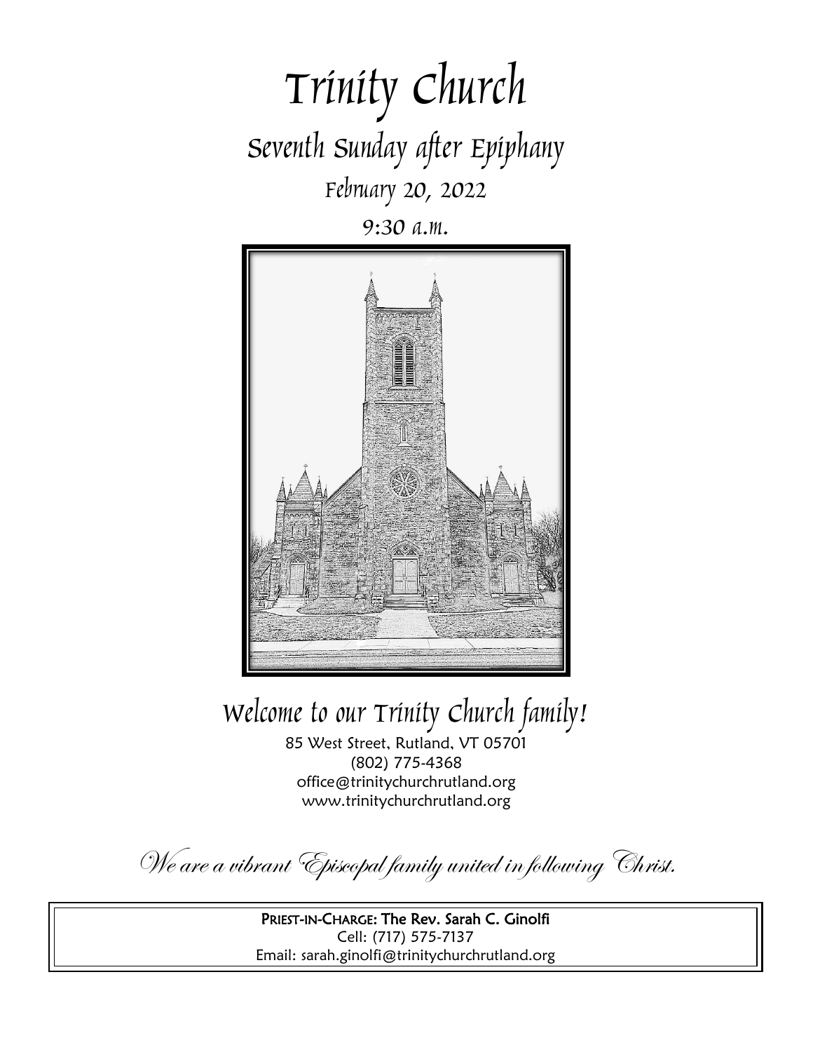# Trinity Church

## Seventh Sunday after Epiphany

### February 20, 2022

### 9:30 a.m.

## Welcome to our Trinity Church family!

85 West Street, Rutland, VT 05701
(802) 775-4368
office@trinitychurchrutland.org
www.trinitychurchrutland.org

*We are a vibrant Episcopal family united in following Christ.*

**PRIEST-IN-CHARGE: The Rev. Sarah C. Ginolfi**
Cell: (717) 575-7137
Email: sarah.ginolfi@trinitychurchrutland.org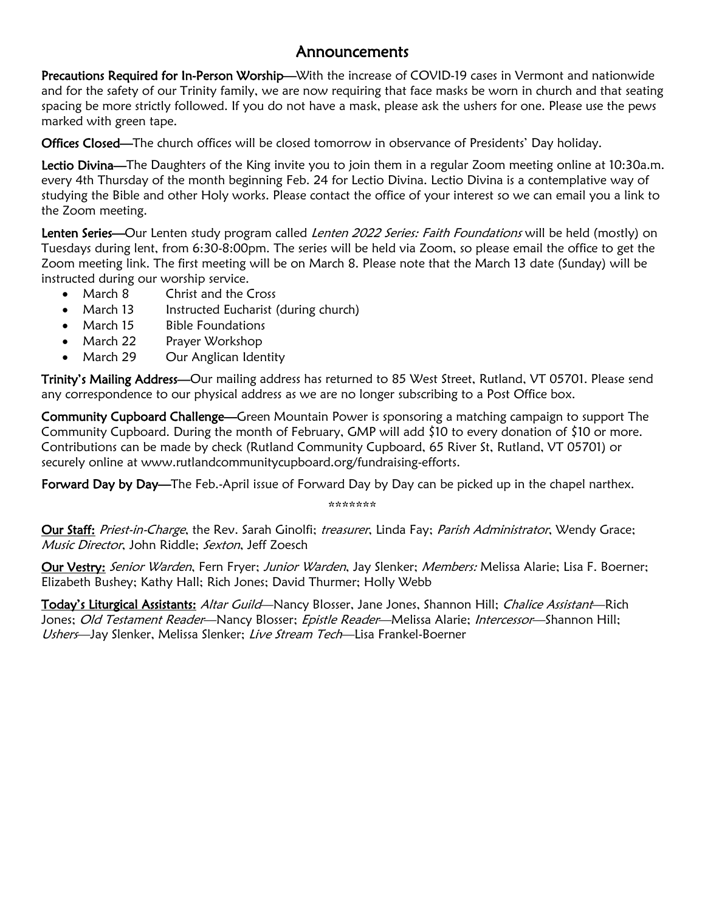# Announcements

**Precautions Required for In-Person Worship**—With the increase of COVID-19 cases in Vermont and nationwide and for the safety of our Trinity family, we are now requiring that face masks be worn in church and that seating spacing be more strictly followed. If you do not have a mask, please ask the ushers for one. Please use the pews marked with green tape.

**Offices Closed**—The church offices will be closed tomorrow in observance of Presidents' Day holiday.

**Lectio Divina**—The Daughters of the King invite you to join them in a regular Zoom meeting online at 10:30a.m. every 4th Thursday of the month beginning Feb. 24 for Lectio Divina. Lectio Divina is a contemplative way of studying the Bible and other Holy works. Please contact the office of your interest so we can email you a link to the Zoom meeting.

**Lenten Series**—Our Lenten study program called *Lenten 2022 Series: Faith Foundations* will be held (mostly) on Tuesdays during lent, from 6:30-8:00pm. The series will be held via Zoom, so please email the office to get the Zoom meeting link. The first meeting will be on March 8. Please note that the March 13 date (Sunday) will be instructed during our worship service.

- March 8 Christ and the Cross
- March 13 Instructed Eucharist (during church)
- March 15 Bible Foundations
- March 22 Prayer Workshop
- March 29 Our Anglican Identity

**Trinity's Mailing Address**—Our mailing address has returned to 85 West Street, Rutland, VT 05701. Please send any correspondence to our physical address as we are no longer subscribing to a Post Office box.

**Community Cupboard Challenge**—Green Mountain Power is sponsoring a matching campaign to support The Community Cupboard. During the month of February, GMP will add $10 to every donation of $10 or more. Contributions can be made by check (Rutland Community Cupboard, 65 River St, Rutland, VT 05701) or securely online at www.rutlandcommunitycupboard.org/fundraising-efforts.

**Forward Day by Day**—The Feb.-April issue of Forward Day by Day can be picked up in the chapel narthex.

*******

**Our Staff:** *Priest-in-Charge*, the Rev. Sarah Ginolfi; *treasurer*, Linda Fay; *Parish Administrator*, Wendy Grace; *Music Director*, John Riddle; *Sexton*, Jeff Zoesch

**Our Vestry:** *Senior Warden*, Fern Fryer; *Junior Warden*, Jay Slenker; *Members:* Melissa Alarie; Lisa F. Boerner; Elizabeth Bushey; Kathy Hall; Rich Jones; David Thurmer; Holly Webb

**Today's Liturgical Assistants:** *Altar Guild*—Nancy Blosser, Jane Jones, Shannon Hill; *Chalice Assistant*—Rich Jones; *Old Testament Reader*—Nancy Blosser; *Epistle Reader*—Melissa Alarie; *Intercessor*—Shannon Hill; *Ushers*—Jay Slenker, Melissa Slenker; *Live Stream Tech*—Lisa Frankel-Boerner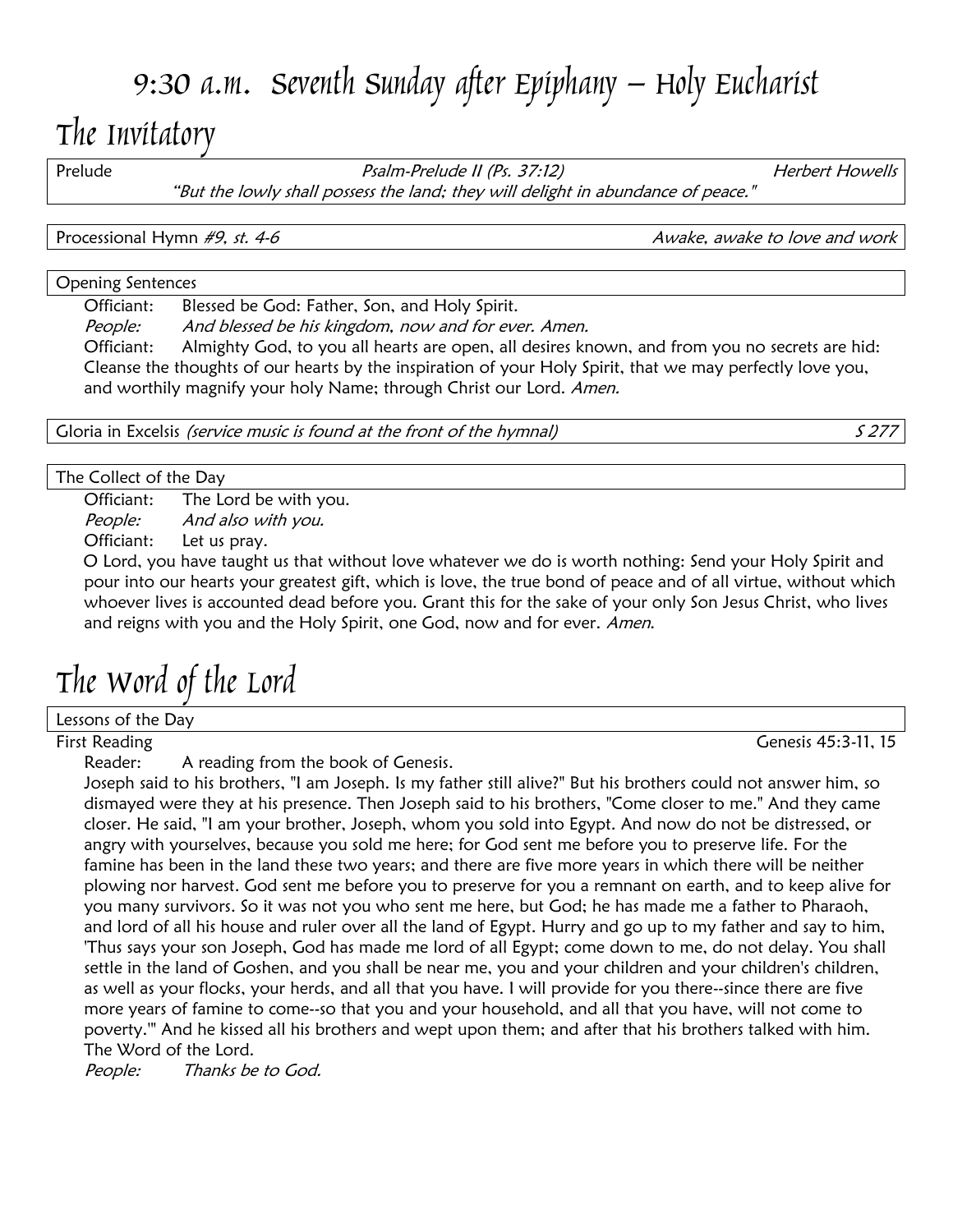# 9:30 a.m. Seventh Sunday after Epiphany – Holy Eucharist

## The Invitatory

Prelude *Psalm-Prelude II (Ps. 37:12)* *Herbert Howells*
*"But the lowly shall possess the land; they will delight in abundance of peace."*

Processional Hymn *#9, st. 4-6* *Awake, awake to love and work*

Opening Sentences

Officiant: Blessed be God: Father, Son, and Holy Spirit.
*People: And blessed be his kingdom, now and for ever. Amen.*
Officiant: Almighty God, to you all hearts are open, all desires known, and from you no secrets are hid: Cleanse the thoughts of our hearts by the inspiration of your Holy Spirit, that we may perfectly love you, and worthily magnify your holy Name; through Christ our Lord. *Amen.*

Gloria in Excelsis *(service music is found at the front of the hymnal)* *S 277*

The Collect of the Day

Officiant: The Lord be with you.
*People: And also with you.*
Officiant: Let us pray.
O Lord, you have taught us that without love whatever we do is worth nothing: Send your Holy Spirit and pour into our hearts your greatest gift, which is love, the true bond of peace and of all virtue, without which whoever lives is accounted dead before you. Grant this for the sake of your only Son Jesus Christ, who lives and reigns with you and the Holy Spirit, one God, now and for ever. *Amen.*

## The Word of the Lord

Lessons of the Day

First Reading Genesis 45:3-11, 15

Reader: A reading from the book of Genesis.
Joseph said to his brothers, "I am Joseph. Is my father still alive?" But his brothers could not answer him, so dismayed were they at his presence. Then Joseph said to his brothers, "Come closer to me." And they came closer. He said, "I am your brother, Joseph, whom you sold into Egypt. And now do not be distressed, or angry with yourselves, because you sold me here; for God sent me before you to preserve life. For the famine has been in the land these two years; and there are five more years in which there will be neither plowing nor harvest. God sent me before you to preserve for you a remnant on earth, and to keep alive for you many survivors. So it was not you who sent me here, but God; he has made me a father to Pharaoh, and lord of all his house and ruler over all the land of Egypt. Hurry and go up to my father and say to him, 'Thus says your son Joseph, God has made me lord of all Egypt; come down to me, do not delay. You shall settle in the land of Goshen, and you shall be near me, you and your children and your children's children, as well as your flocks, your herds, and all that you have. I will provide for you there--since there are five more years of famine to come--so that you and your household, and all that you have, will not come to poverty.'" And he kissed all his brothers and wept upon them; and after that his brothers talked with him.
The Word of the Lord.
*People: Thanks be to God.*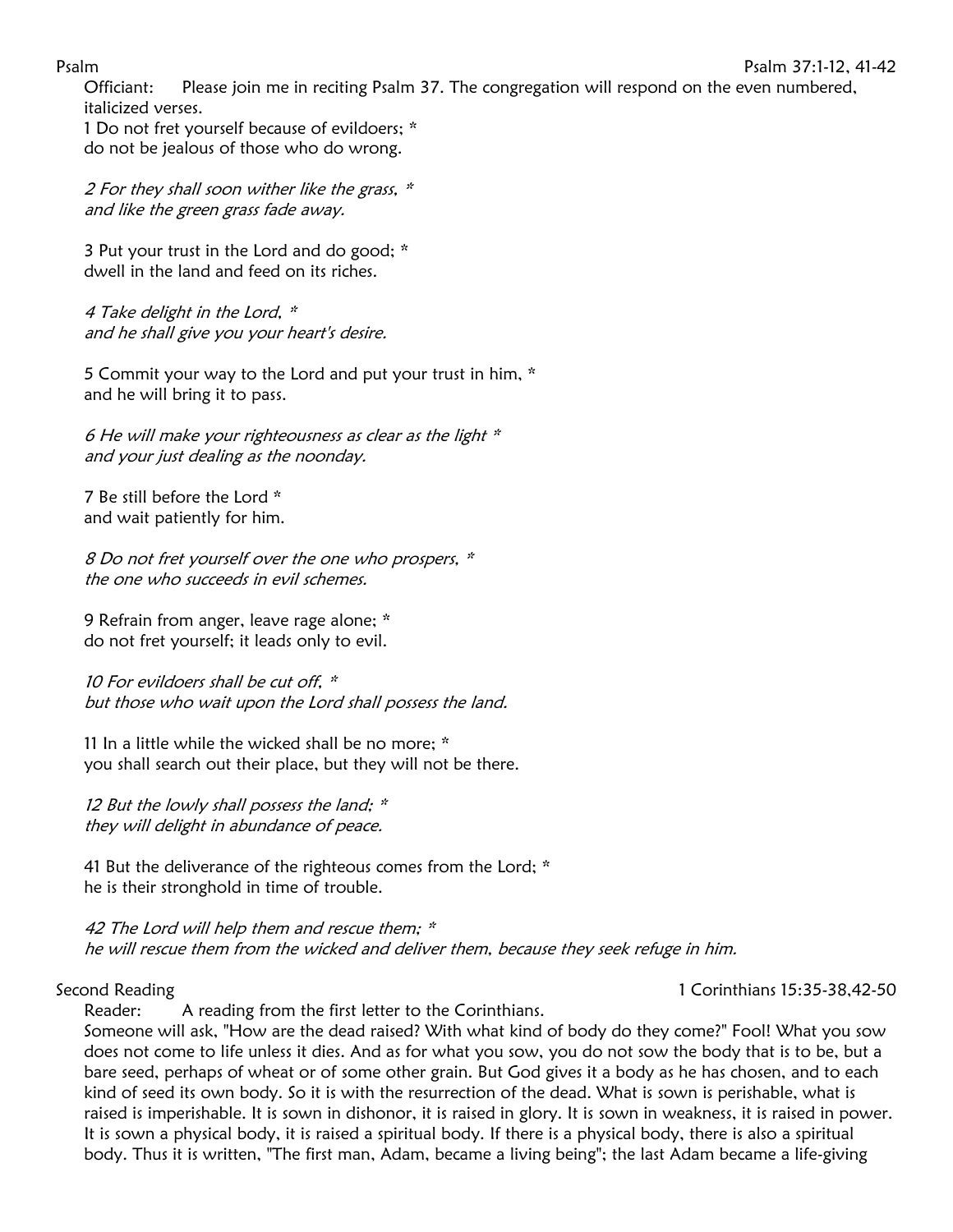Psalm — Psalm 37:1-12, 41-42

Officiant: Please join me in reciting Psalm 37. The congregation will respond on the even numbered, italicized verses.

1 Do not fret yourself because of evildoers; *
do not be jealous of those who do wrong.

*2 For they shall soon wither like the grass, **
*and like the green grass fade away.*

3 Put your trust in the Lord and do good; *
dwell in the land and feed on its riches.

*4 Take delight in the Lord, **
*and he shall give you your heart's desire.*

5 Commit your way to the Lord and put your trust in him, *
and he will bring it to pass.

*6 He will make your righteousness as clear as the light **
*and your just dealing as the noonday.*

7 Be still before the Lord *
and wait patiently for him.

*8 Do not fret yourself over the one who prospers, **
*the one who succeeds in evil schemes.*

9 Refrain from anger, leave rage alone; *
do not fret yourself; it leads only to evil.

*10 For evildoers shall be cut off, **
*but those who wait upon the Lord shall possess the land.*

11 In a little while the wicked shall be no more; *
you shall search out their place, but they will not be there.

*12 But the lowly shall possess the land; **
*they will delight in abundance of peace.*

41 But the deliverance of the righteous comes from the Lord; *
he is their stronghold in time of trouble.

*42 The Lord will help them and rescue them; **
*he will rescue them from the wicked and deliver them, because they seek refuge in him.*

Second Reading — 1 Corinthians 15:35-38,42-50

Reader: A reading from the first letter to the Corinthians.

Someone will ask, "How are the dead raised? With what kind of body do they come?" Fool! What you sow does not come to life unless it dies. And as for what you sow, you do not sow the body that is to be, but a bare seed, perhaps of wheat or of some other grain. But God gives it a body as he has chosen, and to each kind of seed its own body. So it is with the resurrection of the dead. What is sown is perishable, what is raised is imperishable. It is sown in dishonor, it is raised in glory. It is sown in weakness, it is raised in power. It is sown a physical body, it is raised a spiritual body. If there is a physical body, there is also a spiritual body. Thus it is written, "The first man, Adam, became a living being"; the last Adam became a life-giving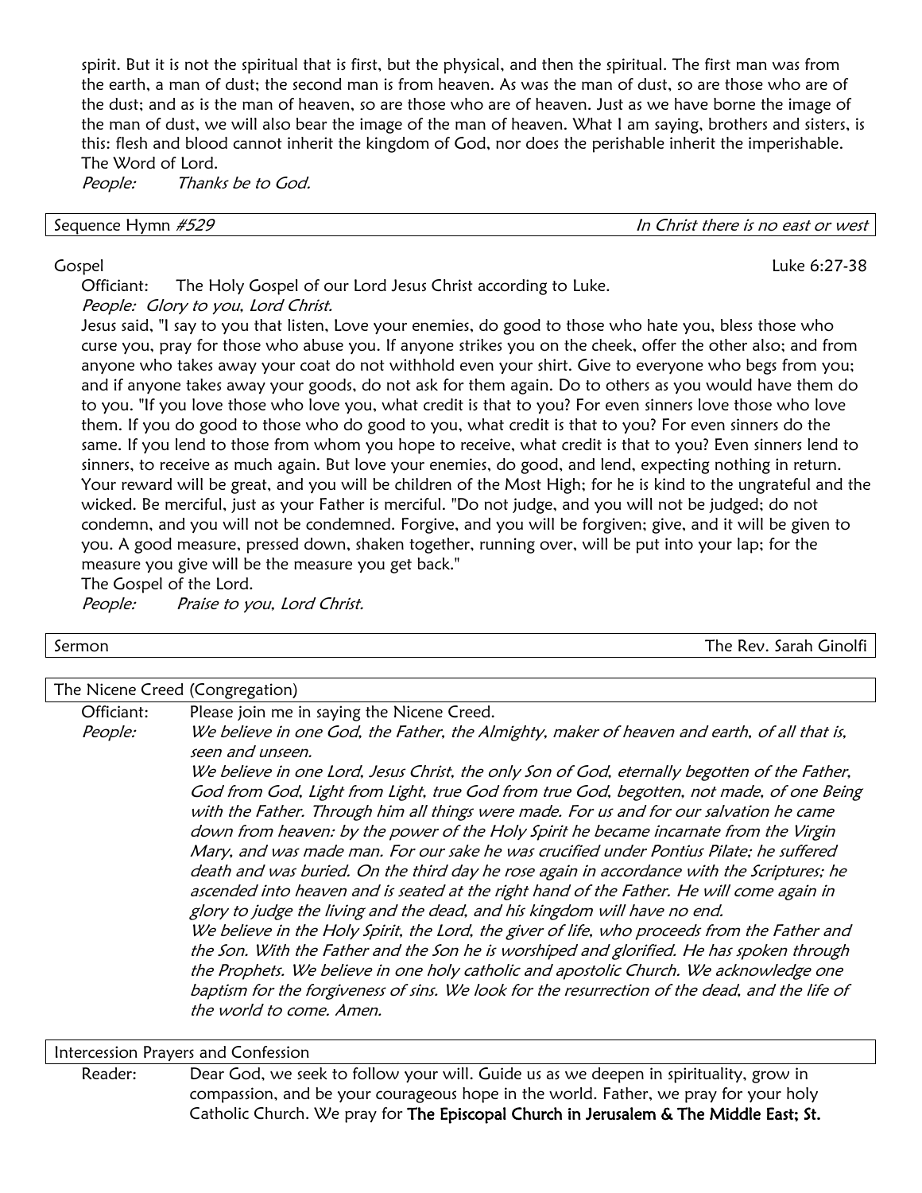spirit. But it is not the spiritual that is first, but the physical, and then the spiritual. The first man was from the earth, a man of dust; the second man is from heaven. As was the man of dust, so are those who are of the dust; and as is the man of heaven, so are those who are of heaven. Just as we have borne the image of the man of dust, we will also bear the image of the man of heaven. What I am saying, brothers and sisters, is this: flesh and blood cannot inherit the kingdom of God, nor does the perishable inherit the imperishable.
The Word of Lord.
*People:* *Thanks be to God.*

Sequence Hymn *#529* — *In Christ there is no east or west*

Gospel — Luke 6:27-38

Officiant: The Holy Gospel of our Lord Jesus Christ according to Luke.
*People: Glory to you, Lord Christ.*

Jesus said, "I say to you that listen, Love your enemies, do good to those who hate you, bless those who curse you, pray for those who abuse you. If anyone strikes you on the cheek, offer the other also; and from anyone who takes away your coat do not withhold even your shirt. Give to everyone who begs from you; and if anyone takes away your goods, do not ask for them again. Do to others as you would have them do to you. "If you love those who love you, what credit is that to you? For even sinners love those who love them. If you do good to those who do good to you, what credit is that to you? For even sinners do the same. If you lend to those from whom you hope to receive, what credit is that to you? Even sinners lend to sinners, to receive as much again. But love your enemies, do good, and lend, expecting nothing in return. Your reward will be great, and you will be children of the Most High; for he is kind to the ungrateful and the wicked. Be merciful, just as your Father is merciful. "Do not judge, and you will not be judged; do not condemn, and you will not be condemned. Forgive, and you will be forgiven; give, and it will be given to you. A good measure, pressed down, shaken together, running over, will be put into your lap; for the measure you give will be the measure you get back."
The Gospel of the Lord.
*People:* *Praise to you, Lord Christ.*

Sermon — The Rev. Sarah Ginolfi

The Nicene Creed (Congregation)

Officiant: Please join me in saying the Nicene Creed.

*People:* *We believe in one God, the Father, the Almighty, maker of heaven and earth, of all that is, seen and unseen.*
*We believe in one Lord, Jesus Christ, the only Son of God, eternally begotten of the Father, God from God, Light from Light, true God from true God, begotten, not made, of one Being with the Father. Through him all things were made. For us and for our salvation he came down from heaven: by the power of the Holy Spirit he became incarnate from the Virgin Mary, and was made man. For our sake he was crucified under Pontius Pilate; he suffered death and was buried. On the third day he rose again in accordance with the Scriptures; he ascended into heaven and is seated at the right hand of the Father. He will come again in glory to judge the living and the dead, and his kingdom will have no end.*
*We believe in the Holy Spirit, the Lord, the giver of life, who proceeds from the Father and the Son. With the Father and the Son he is worshiped and glorified. He has spoken through the Prophets. We believe in one holy catholic and apostolic Church. We acknowledge one baptism for the forgiveness of sins. We look for the resurrection of the dead, and the life of the world to come. Amen.*

Intercession Prayers and Confession

Reader: Dear God, we seek to follow your will. Guide us as we deepen in spirituality, grow in compassion, and be your courageous hope in the world. Father, we pray for your holy Catholic Church. We pray for **The Episcopal Church in Jerusalem & The Middle East; St.**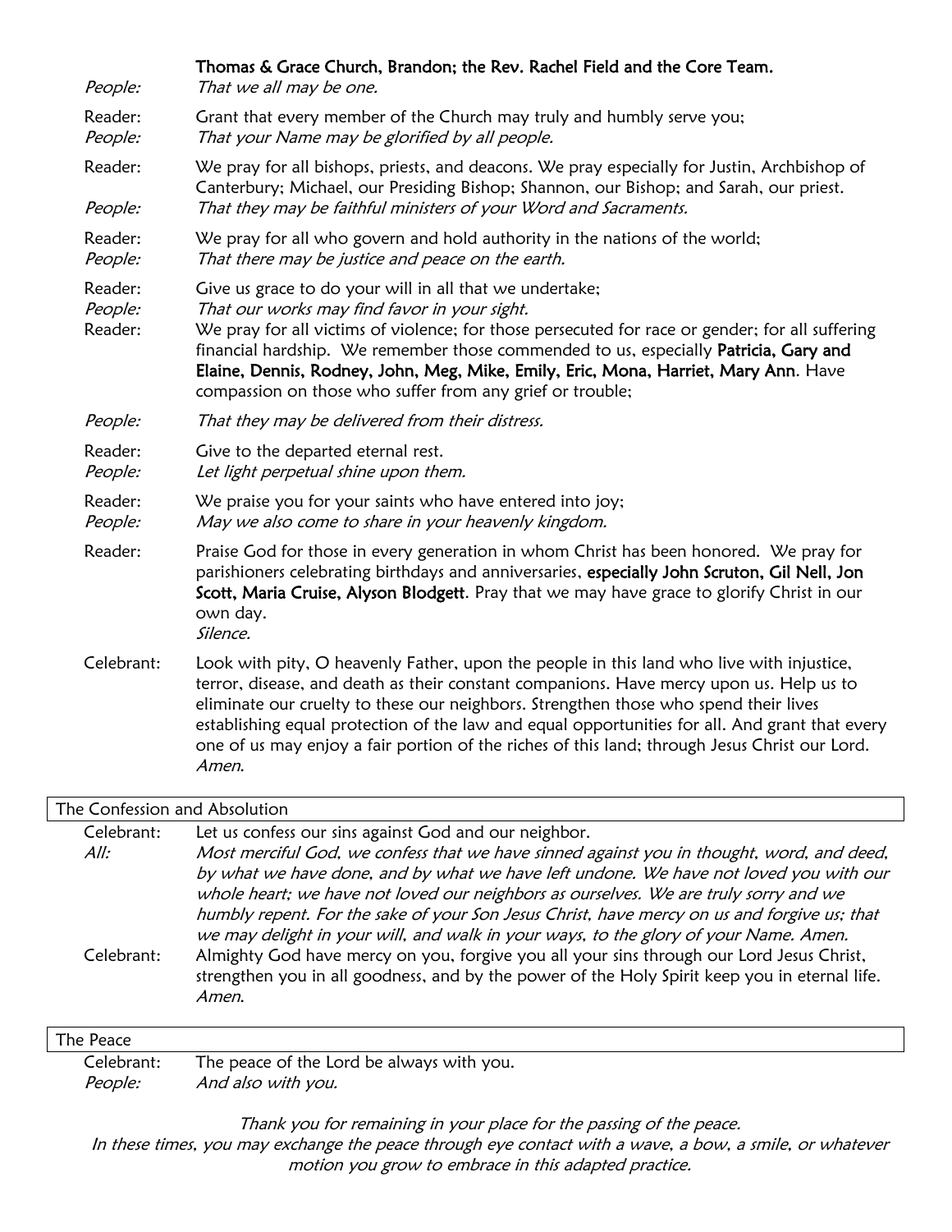**Thomas & Grace Church, Brandon; the Rev. Rachel Field and the Core Team.**

*People:* *That we all may be one.*

Reader: Grant that every member of the Church may truly and humbly serve you;
*People:* *That your Name may be glorified by all people.*

Reader: We pray for all bishops, priests, and deacons. We pray especially for Justin, Archbishop of Canterbury; Michael, our Presiding Bishop; Shannon, our Bishop; and Sarah, our priest.
*People:* *That they may be faithful ministers of your Word and Sacraments.*

Reader: We pray for all who govern and hold authority in the nations of the world;
*People:* *That there may be justice and peace on the earth.*

Reader: Give us grace to do your will in all that we undertake;
*People:* *That our works may find favor in your sight.*
Reader: We pray for all victims of violence; for those persecuted for race or gender; for all suffering financial hardship. We remember those commended to us, especially **Patricia, Gary and Elaine, Dennis, Rodney, John, Meg, Mike, Emily, Eric, Mona, Harriet, Mary Ann**. Have compassion on those who suffer from any grief or trouble;

*People:* *That they may be delivered from their distress.*

Reader: Give to the departed eternal rest.
*People:* *Let light perpetual shine upon them.*

Reader: We praise you for your saints who have entered into joy;
*People:* *May we also come to share in your heavenly kingdom.*

Reader: Praise God for those in every generation in whom Christ has been honored. We pray for parishioners celebrating birthdays and anniversaries, **especially John Scruton, Gil Nell, Jon Scott, Maria Cruise, Alyson Blodgett**. Pray that we may have grace to glorify Christ in our own day.
*Silence.*

Celebrant: Look with pity, O heavenly Father, upon the people in this land who live with injustice, terror, disease, and death as their constant companions. Have mercy upon us. Help us to eliminate our cruelty to these our neighbors. Strengthen those who spend their lives establishing equal protection of the law and equal opportunities for all. And grant that every one of us may enjoy a fair portion of the riches of this land; through Jesus Christ our Lord. *Amen.*

## The Confession and Absolution

Celebrant: Let us confess our sins against God and our neighbor.
*All:* *Most merciful God, we confess that we have sinned against you in thought, word, and deed, by what we have done, and by what we have left undone. We have not loved you with our whole heart; we have not loved our neighbors as ourselves. We are truly sorry and we humbly repent. For the sake of your Son Jesus Christ, have mercy on us and forgive us; that we may delight in your will, and walk in your ways, to the glory of your Name. Amen.*
Celebrant: Almighty God have mercy on you, forgive you all your sins through our Lord Jesus Christ, strengthen you in all goodness, and by the power of the Holy Spirit keep you in eternal life. *Amen.*

## The Peace

Celebrant: The peace of the Lord be always with you.
*People:* *And also with you.*

*Thank you for remaining in your place for the passing of the peace.*
*In these times, you may exchange the peace through eye contact with a wave, a bow, a smile, or whatever motion you grow to embrace in this adapted practice.*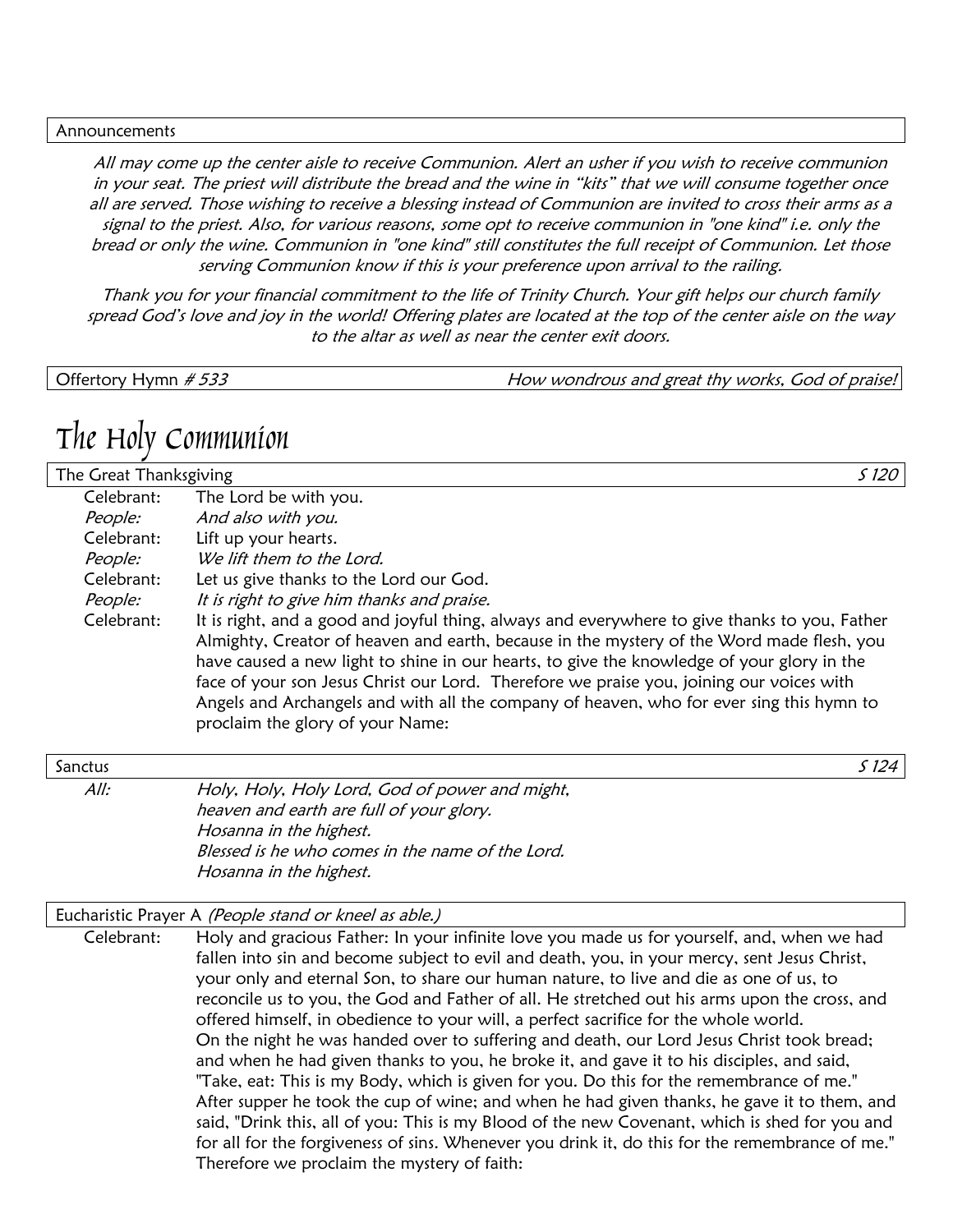Announcements

*All may come up the center aisle to receive Communion. Alert an usher if you wish to receive communion in your seat. The priest will distribute the bread and the wine in "kits" that we will consume together once all are served. Those wishing to receive a blessing instead of Communion are invited to cross their arms as a signal to the priest. Also, for various reasons, some opt to receive communion in "one kind" i.e. only the bread or only the wine. Communion in "one kind" still constitutes the full receipt of Communion. Let those serving Communion know if this is your preference upon arrival to the railing.*

*Thank you for your financial commitment to the life of Trinity Church. Your gift helps our church family spread God's love and joy in the world! Offering plates are located at the top of the center aisle on the way to the altar as well as near the center exit doors.*

Offertory Hymn *# 533* — *How wondrous and great thy works, God of praise!*

# The Holy Communion

The Great Thanksgiving — *S 120*

Celebrant: The Lord be with you.
*People: And also with you.*
Celebrant: Lift up your hearts.
*People: We lift them to the Lord.*
Celebrant: Let us give thanks to the Lord our God.
*People: It is right to give him thanks and praise.*
Celebrant: It is right, and a good and joyful thing, always and everywhere to give thanks to you, Father Almighty, Creator of heaven and earth, because in the mystery of the Word made flesh, you have caused a new light to shine in our hearts, to give the knowledge of your glory in the face of your son Jesus Christ our Lord. Therefore we praise you, joining our voices with Angels and Archangels and with all the company of heaven, who for ever sing this hymn to proclaim the glory of your Name:

Sanctus — *S 124*

*All: Holy, Holy, Holy Lord, God of power and might,*
*heaven and earth are full of your glory.*
*Hosanna in the highest.*
*Blessed is he who comes in the name of the Lord.*
*Hosanna in the highest.*

Eucharistic Prayer A *(People stand or kneel as able.)*

Celebrant: Holy and gracious Father: In your infinite love you made us for yourself, and, when we had fallen into sin and become subject to evil and death, you, in your mercy, sent Jesus Christ, your only and eternal Son, to share our human nature, to live and die as one of us, to reconcile us to you, the God and Father of all. He stretched out his arms upon the cross, and offered himself, in obedience to your will, a perfect sacrifice for the whole world.
On the night he was handed over to suffering and death, our Lord Jesus Christ took bread; and when he had given thanks to you, he broke it, and gave it to his disciples, and said, "Take, eat: This is my Body, which is given for you. Do this for the remembrance of me."
After supper he took the cup of wine; and when he had given thanks, he gave it to them, and said, "Drink this, all of you: This is my Blood of the new Covenant, which is shed for you and for all for the forgiveness of sins. Whenever you drink it, do this for the remembrance of me."
Therefore we proclaim the mystery of faith: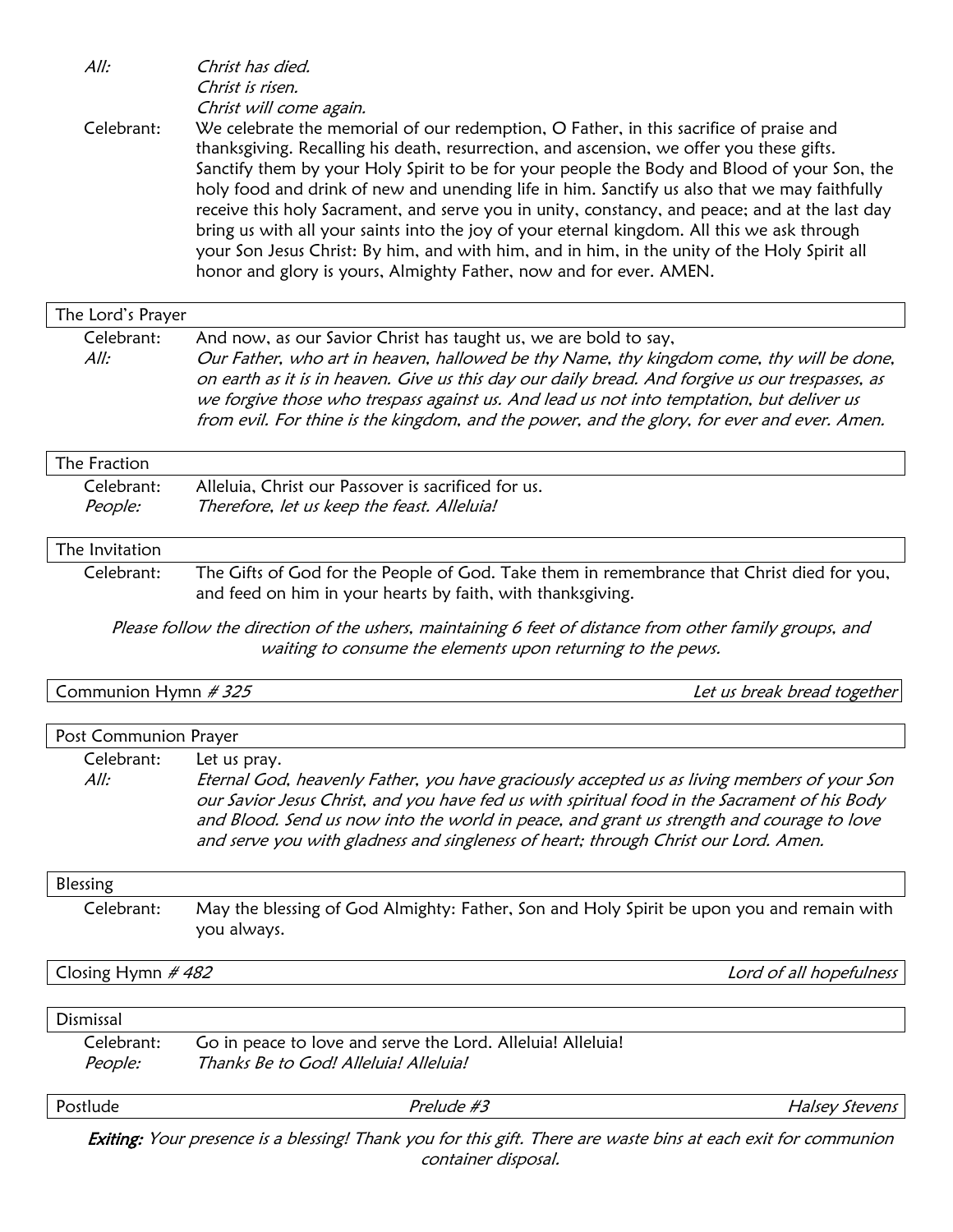*All:* *Christ has died.*
*Christ is risen.*
*Christ will come again.*

Celebrant: We celebrate the memorial of our redemption, O Father, in this sacrifice of praise and thanksgiving. Recalling his death, resurrection, and ascension, we offer you these gifts. Sanctify them by your Holy Spirit to be for your people the Body and Blood of your Son, the holy food and drink of new and unending life in him. Sanctify us also that we may faithfully receive this holy Sacrament, and serve you in unity, constancy, and peace; and at the last day bring us with all your saints into the joy of your eternal kingdom. All this we ask through your Son Jesus Christ: By him, and with him, and in him, in the unity of the Holy Spirit all honor and glory is yours, Almighty Father, now and for ever. AMEN.

## The Lord's Prayer

Celebrant: And now, as our Savior Christ has taught us, we are bold to say,

*All:* *Our Father, who art in heaven, hallowed be thy Name, thy kingdom come, thy will be done, on earth as it is in heaven. Give us this day our daily bread. And forgive us our trespasses, as we forgive those who trespass against us. And lead us not into temptation, but deliver us from evil. For thine is the kingdom, and the power, and the glory, for ever and ever. Amen.*

## The Fraction

Celebrant: Alleluia, Christ our Passover is sacrificed for us.

*People:* *Therefore, let us keep the feast. Alleluia!*

## The Invitation

Celebrant: The Gifts of God for the People of God. Take them in remembrance that Christ died for you, and feed on him in your hearts by faith, with thanksgiving.

*Please follow the direction of the ushers, maintaining 6 feet of distance from other family groups, and waiting to consume the elements upon returning to the pews.*

## Communion Hymn *# 325* — *Let us break bread together*

## Post Communion Prayer

Celebrant: Let us pray.

*All:* *Eternal God, heavenly Father, you have graciously accepted us as living members of your Son our Savior Jesus Christ, and you have fed us with spiritual food in the Sacrament of his Body and Blood. Send us now into the world in peace, and grant us strength and courage to love and serve you with gladness and singleness of heart; through Christ our Lord. Amen.*

## Blessing

Celebrant: May the blessing of God Almighty: Father, Son and Holy Spirit be upon you and remain with you always.

## Closing Hymn *# 482* — *Lord of all hopefulness*

## Dismissal

Celebrant: Go in peace to love and serve the Lord. Alleluia! Alleluia!

*People:* *Thanks Be to God! Alleluia! Alleluia!*

## Postlude — *Prelude #3* — *Halsey Stevens*

***Exiting:*** *Your presence is a blessing! Thank you for this gift. There are waste bins at each exit for communion container disposal.*